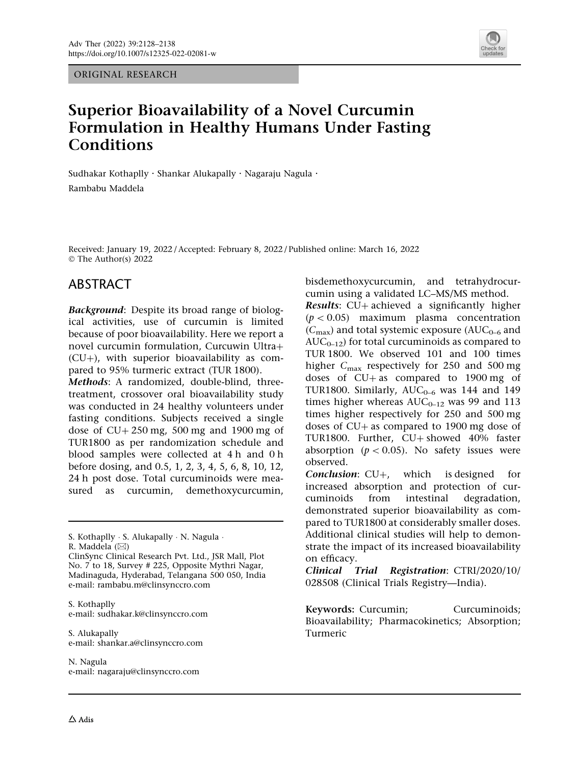ORIGINAL RESEARCH

# Superior Bioavailability of a Novel Curcumin Formulation in Healthy Humans Under Fasting Conditions

Sudhakar Kothaplly · Shankar Alukapally · Nagaraju Nagula · Rambabu Maddela

Received: January 19, 2022 / Accepted: February 8, 2022 / Published online: March 16, 2022
© The Author(s) 2022

## ABSTRACT

***Background***: Despite its broad range of biological activities, use of curcumin is limited because of poor bioavailability. Here we report a novel curcumin formulation, Curcuwin Ultra+ (CU+), with superior bioavailability as compared to 95% turmeric extract (TUR 1800).

***Methods***: A randomized, double-blind, three-treatment, crossover oral bioavailability study was conducted in 24 healthy volunteers under fasting conditions. Subjects received a single dose of CU+ 250 mg, 500 mg and 1900 mg of TUR1800 as per randomization schedule and blood samples were collected at 4 h and 0 h before dosing, and 0.5, 1, 2, 3, 4, 5, 6, 8, 10, 12, 24 h post dose. Total curcuminoids were measured as curcumin, demethoxycurcumin, bisdemethoxycurcumin, and tetrahydrocurcumin using a validated LC–MS/MS method.

***Results***: CU+ achieved a significantly higher ($p < 0.05$) maximum plasma concentration ($C_{\max}$) and total systemic exposure ($AUC_{0–6}$ and $AUC_{0–12}$) for total curcuminoids as compared to TUR 1800. We observed 101 and 100 times higher $C_{\max}$ respectively for 250 and 500 mg doses of CU+ as compared to 1900 mg of TUR1800. Similarly, $AUC_{0–6}$ was 144 and 149 times higher whereas $AUC_{0–12}$ was 99 and 113 times higher respectively for 250 and 500 mg doses of CU+ as compared to 1900 mg dose of TUR1800. Further, CU+ showed 40% faster absorption ($p < 0.05$). No safety issues were observed.

***Conclusion***: CU+, which is designed for increased absorption and protection of curcuminoids from intestinal degradation, demonstrated superior bioavailability as compared to TUR1800 at considerably smaller doses. Additional clinical studies will help to demonstrate the impact of its increased bioavailability on efficacy.

***Clinical Trial Registration***: CTRI/2020/10/028508 (Clinical Trials Registry—India).

**Keywords:** Curcumin; Curcuminoids; Bioavailability; Pharmacokinetics; Absorption; Turmeric

---

S. Kothaplly · S. Alukapally · N. Nagula · R. Maddela (✉)
ClinSync Clinical Research Pvt. Ltd., JSR Mall, Plot No. 7 to 18, Survey # 225, Opposite Mythri Nagar, Madinaguda, Hyderabad, Telangana 500 050, India
e-mail: rambabu.m@clinsynccro.com

S. Kothaplly
e-mail: sudhakar.k@clinsynccro.com

S. Alukapally
e-mail: shankar.a@clinsynccro.com

N. Nagula
e-mail: nagaraju@clinsynccro.com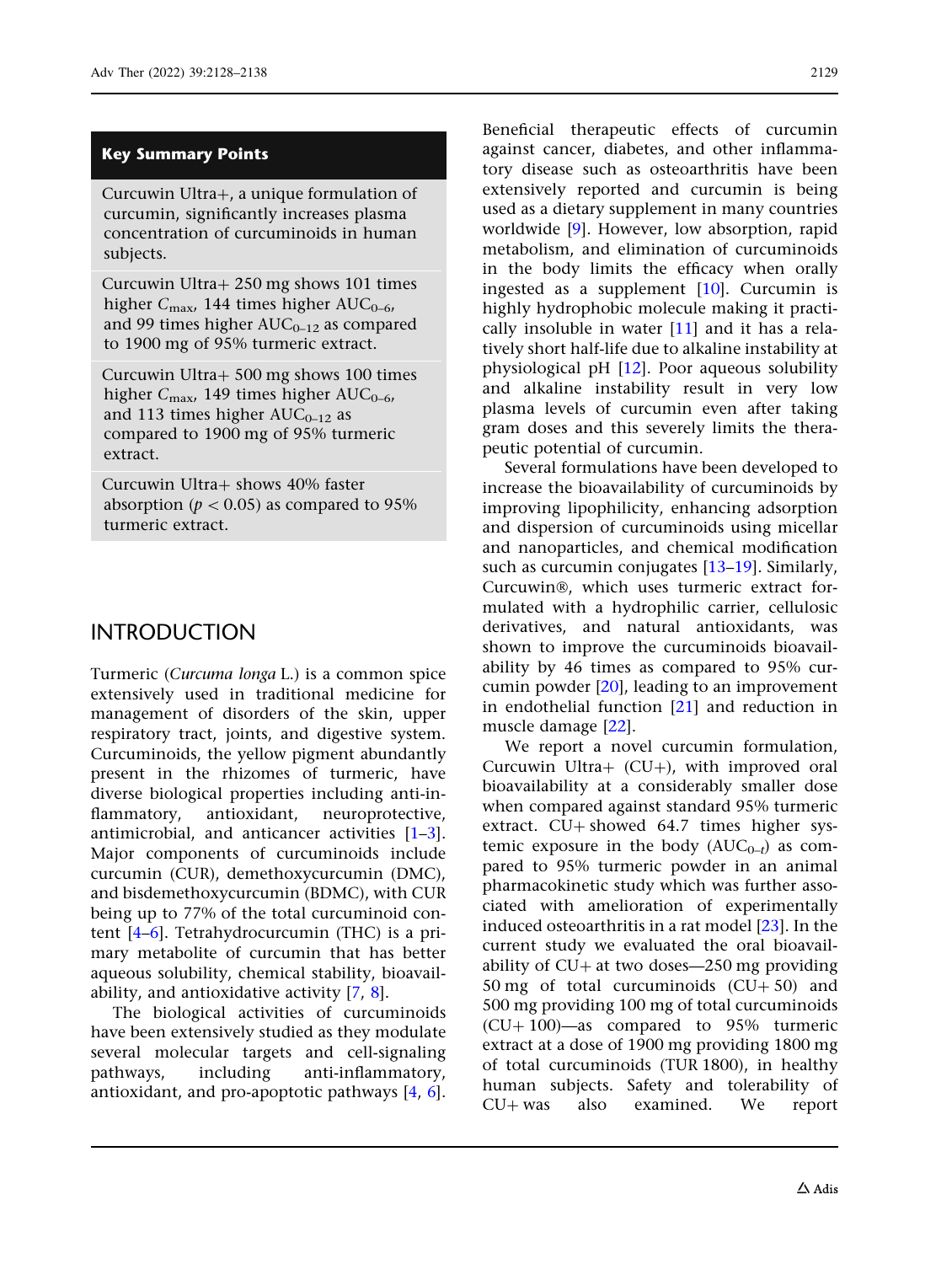**Key Summary Points**

Curcuwin Ultra+, a unique formulation of curcumin, significantly increases plasma concentration of curcuminoids in human subjects.

Curcuwin Ultra+ 250 mg shows 101 times higher $C_{max}$, 144 times higher $AUC_{0–6}$, and 99 times higher $AUC_{0–12}$ as compared to 1900 mg of 95% turmeric extract.

Curcuwin Ultra+ 500 mg shows 100 times higher $C_{max}$, 149 times higher $AUC_{0–6}$, and 113 times higher $AUC_{0–12}$ as compared to 1900 mg of 95% turmeric extract.

Curcuwin Ultra+ shows 40% faster absorption ($p < 0.05$) as compared to 95% turmeric extract.

## INTRODUCTION

Turmeric (*Curcuma longa* L.) is a common spice extensively used in traditional medicine for management of disorders of the skin, upper respiratory tract, joints, and digestive system. Curcuminoids, the yellow pigment abundantly present in the rhizomes of turmeric, have diverse biological properties including anti-inflammatory, antioxidant, neuroprotective, antimicrobial, and anticancer activities [1–3]. Major components of curcuminoids include curcumin (CUR), demethoxycurcumin (DMC), and bisdemethoxycurcumin (BDMC), with CUR being up to 77% of the total curcuminoid content [4–6]. Tetrahydrocurcumin (THC) is a primary metabolite of curcumin that has better aqueous solubility, chemical stability, bioavailability, and antioxidative activity [7, 8].

The biological activities of curcuminoids have been extensively studied as they modulate several molecular targets and cell-signaling pathways, including anti-inflammatory, antioxidant, and pro-apoptotic pathways [4, 6]. Beneficial therapeutic effects of curcumin against cancer, diabetes, and other inflammatory disease such as osteoarthritis have been extensively reported and curcumin is being used as a dietary supplement in many countries worldwide [9]. However, low absorption, rapid metabolism, and elimination of curcuminoids in the body limits the efficacy when orally ingested as a supplement [10]. Curcumin is highly hydrophobic molecule making it practically insoluble in water [11] and it has a relatively short half-life due to alkaline instability at physiological pH [12]. Poor aqueous solubility and alkaline instability result in very low plasma levels of curcumin even after taking gram doses and this severely limits the therapeutic potential of curcumin.

Several formulations have been developed to increase the bioavailability of curcuminoids by improving lipophilicity, enhancing adsorption and dispersion of curcuminoids using micellar and nanoparticles, and chemical modification such as curcumin conjugates [13–19]. Similarly, Curcuwin®, which uses turmeric extract formulated with a hydrophilic carrier, cellulosic derivatives, and natural antioxidants, was shown to improve the curcuminoids bioavailability by 46 times as compared to 95% curcumin powder [20], leading to an improvement in endothelial function [21] and reduction in muscle damage [22].

We report a novel curcumin formulation, Curcuwin Ultra+ (CU+), with improved oral bioavailability at a considerably smaller dose when compared against standard 95% turmeric extract. CU+ showed 64.7 times higher systemic exposure in the body ($AUC_{0–t}$) as compared to 95% turmeric powder in an animal pharmacokinetic study which was further associated with amelioration of experimentally induced osteoarthritis in a rat model [23]. In the current study we evaluated the oral bioavailability of CU+ at two doses—250 mg providing 50 mg of total curcuminoids (CU+ 50) and 500 mg providing 100 mg of total curcuminoids (CU+ 100)—as compared to 95% turmeric extract at a dose of 1900 mg providing 1800 mg of total curcuminoids (TUR 1800), in healthy human subjects. Safety and tolerability of CU+ was also examined. We report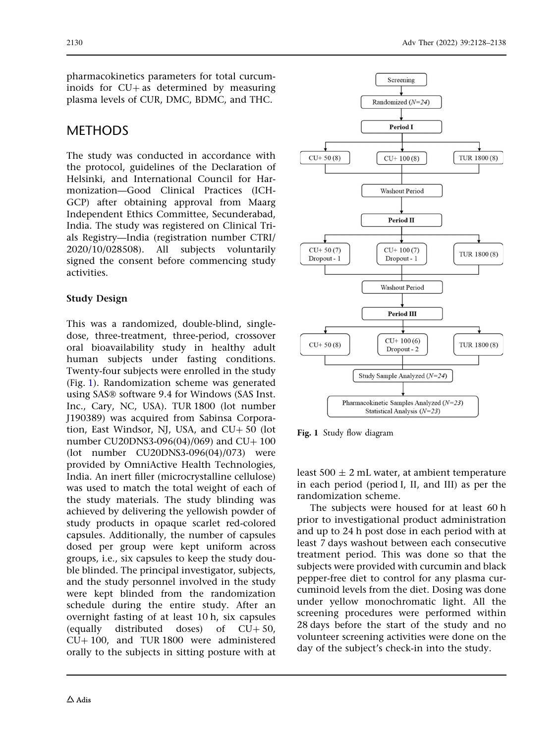pharmacokinetics parameters for total curcuminoids for CU+ as determined by measuring plasma levels of CUR, DMC, BDMC, and THC.

## METHODS

The study was conducted in accordance with the protocol, guidelines of the Declaration of Helsinki, and International Council for Harmonization—Good Clinical Practices (ICH-GCP) after obtaining approval from Maarg Independent Ethics Committee, Secunderabad, India. The study was registered on Clinical Trials Registry—India (registration number CTRI/2020/10/028508). All subjects voluntarily signed the consent before commencing study activities.

### Study Design

This was a randomized, double-blind, single-dose, three-treatment, three-period, crossover oral bioavailability study in healthy adult human subjects under fasting conditions. Twenty-four subjects were enrolled in the study (Fig. 1). Randomization scheme was generated using SAS® software 9.4 for Windows (SAS Inst. Inc., Cary, NC, USA). TUR 1800 (lot number J190389) was acquired from Sabinsa Corporation, East Windsor, NJ, USA, and CU+ 50 (lot number CU20DNS3-096(04)/069) and CU+ 100 (lot number CU20DNS3-096(04)/073) were provided by OmniActive Health Technologies, India. An inert filler (microcrystalline cellulose) was used to match the total weight of each of the study materials. The study blinding was achieved by delivering the yellowish powder of study products in opaque scarlet red-colored capsules. Additionally, the number of capsules dosed per group were kept uniform across groups, i.e., six capsules to keep the study double blinded. The principal investigator, subjects, and the study personnel involved in the study were kept blinded from the randomization schedule during the entire study. After an overnight fasting of at least 10 h, six capsules (equally distributed doses) of CU+ 50, CU+ 100, and TUR 1800 were administered orally to the subjects in sitting posture with at least 500 ± 2 mL water, at ambient temperature in each period (period I, II, and III) as per the randomization scheme.

Screening → Randomized (*N=24*) → **Period I**: CU+ 50 (8), CU+ 100 (8), TUR 1800 (8) → Washout Period → **Period II**: CU+ 50 (7) Dropout - 1, CU+ 100 (7) Dropout - 1, TUR 1800 (8) → Washout Period → **Period III**: CU+ 50 (8), CU+ 100 (6) Dropout - 2, TUR 1800 (8) → Study Sample Analyzed (*N=24*) → Pharmacokinetic Samples Analyzed (*N=23*), Statistical Analysis (*N=23*)

**Fig. 1** Study flow diagram

The subjects were housed for at least 60 h prior to investigational product administration and up to 24 h post dose in each period with at least 7 days washout between each consecutive treatment period. This was done so that the subjects were provided with curcumin and black pepper-free diet to control for any plasma curcuminoid levels from the diet. Dosing was done under yellow monochromatic light. All the screening procedures were performed within 28 days before the start of the study and no volunteer screening activities were done on the day of the subject's check-in into the study.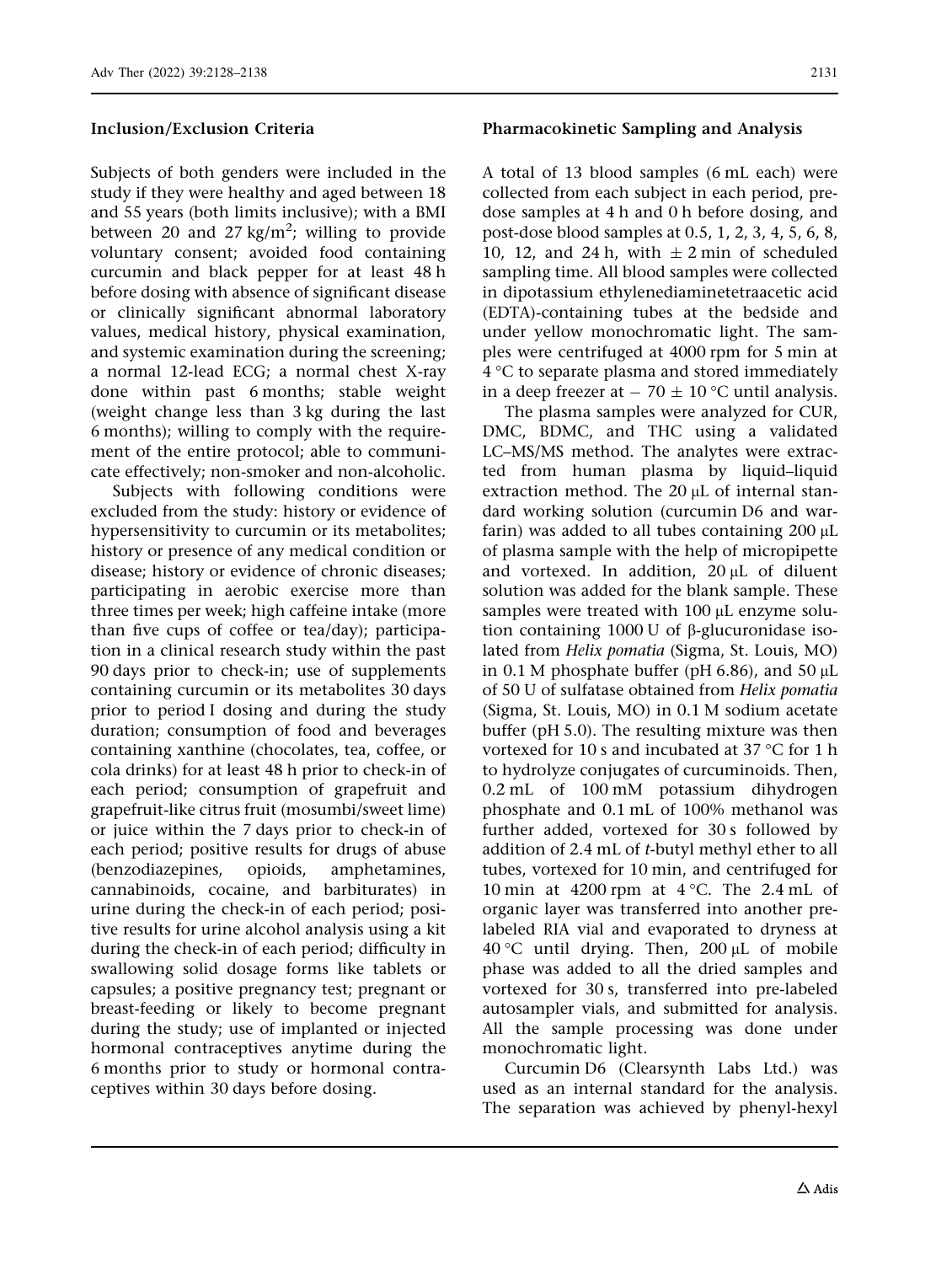### Inclusion/Exclusion Criteria

Subjects of both genders were included in the study if they were healthy and aged between 18 and 55 years (both limits inclusive); with a BMI between 20 and 27 $kg/m^2$; willing to provide voluntary consent; avoided food containing curcumin and black pepper for at least 48 h before dosing with absence of significant disease or clinically significant abnormal laboratory values, medical history, physical examination, and systemic examination during the screening; a normal 12-lead ECG; a normal chest X-ray done within past 6 months; stable weight (weight change less than 3 kg during the last 6 months); willing to comply with the requirement of the entire protocol; able to communicate effectively; non-smoker and non-alcoholic.

Subjects with following conditions were excluded from the study: history or evidence of hypersensitivity to curcumin or its metabolites; history or presence of any medical condition or disease; history or evidence of chronic diseases; participating in aerobic exercise more than three times per week; high caffeine intake (more than five cups of coffee or tea/day); participation in a clinical research study within the past 90 days prior to check-in; use of supplements containing curcumin or its metabolites 30 days prior to period I dosing and during the study duration; consumption of food and beverages containing xanthine (chocolates, tea, coffee, or cola drinks) for at least 48 h prior to check-in of each period; consumption of grapefruit and grapefruit-like citrus fruit (mosumbi/sweet lime) or juice within the 7 days prior to check-in of each period; positive results for drugs of abuse (benzodiazepines, opioids, amphetamines, cannabinoids, cocaine, and barbiturates) in urine during the check-in of each period; positive results for urine alcohol analysis using a kit during the check-in of each period; difficulty in swallowing solid dosage forms like tablets or capsules; a positive pregnancy test; pregnant or breast-feeding or likely to become pregnant during the study; use of implanted or injected hormonal contraceptives anytime during the 6 months prior to study or hormonal contraceptives within 30 days before dosing.

### Pharmacokinetic Sampling and Analysis

A total of 13 blood samples (6 mL each) were collected from each subject in each period, pre-dose samples at 4 h and 0 h before dosing, and post-dose blood samples at 0.5, 1, 2, 3, 4, 5, 6, 8, 10, 12, and 24 h, with $\pm$ 2 min of scheduled sampling time. All blood samples were collected in dipotassium ethylenediaminetetraacetic acid (EDTA)-containing tubes at the bedside and under yellow monochromatic light. The samples were centrifuged at 4000 rpm for 5 min at 4 °C to separate plasma and stored immediately in a deep freezer at $-70 \pm 10$ °C until analysis.

The plasma samples were analyzed for CUR, DMC, BDMC, and THC using a validated LC–MS/MS method. The analytes were extracted from human plasma by liquid–liquid extraction method. The 20 μL of internal standard working solution (curcumin D6 and warfarin) was added to all tubes containing 200 μL of plasma sample with the help of micropipette and vortexed. In addition, 20 μL of diluent solution was added for the blank sample. These samples were treated with 100 μL enzyme solution containing 1000 U of β-glucuronidase isolated from *Helix pomatia* (Sigma, St. Louis, MO) in 0.1 M phosphate buffer (pH 6.86), and 50 μL of 50 U of sulfatase obtained from *Helix pomatia* (Sigma, St. Louis, MO) in 0.1 M sodium acetate buffer (pH 5.0). The resulting mixture was then vortexed for 10 s and incubated at 37 °C for 1 h to hydrolyze conjugates of curcuminoids. Then, 0.2 mL of 100 mM potassium dihydrogen phosphate and 0.1 mL of 100% methanol was further added, vortexed for 30 s followed by addition of 2.4 mL of *t*-butyl methyl ether to all tubes, vortexed for 10 min, and centrifuged for 10 min at 4200 rpm at 4 °C. The 2.4 mL of organic layer was transferred into another pre-labeled RIA vial and evaporated to dryness at 40 °C until drying. Then, 200 μL of mobile phase was added to all the dried samples and vortexed for 30 s, transferred into pre-labeled autosampler vials, and submitted for analysis. All the sample processing was done under monochromatic light.

Curcumin D6 (Clearsynth Labs Ltd.) was used as an internal standard for the analysis. The separation was achieved by phenyl-hexyl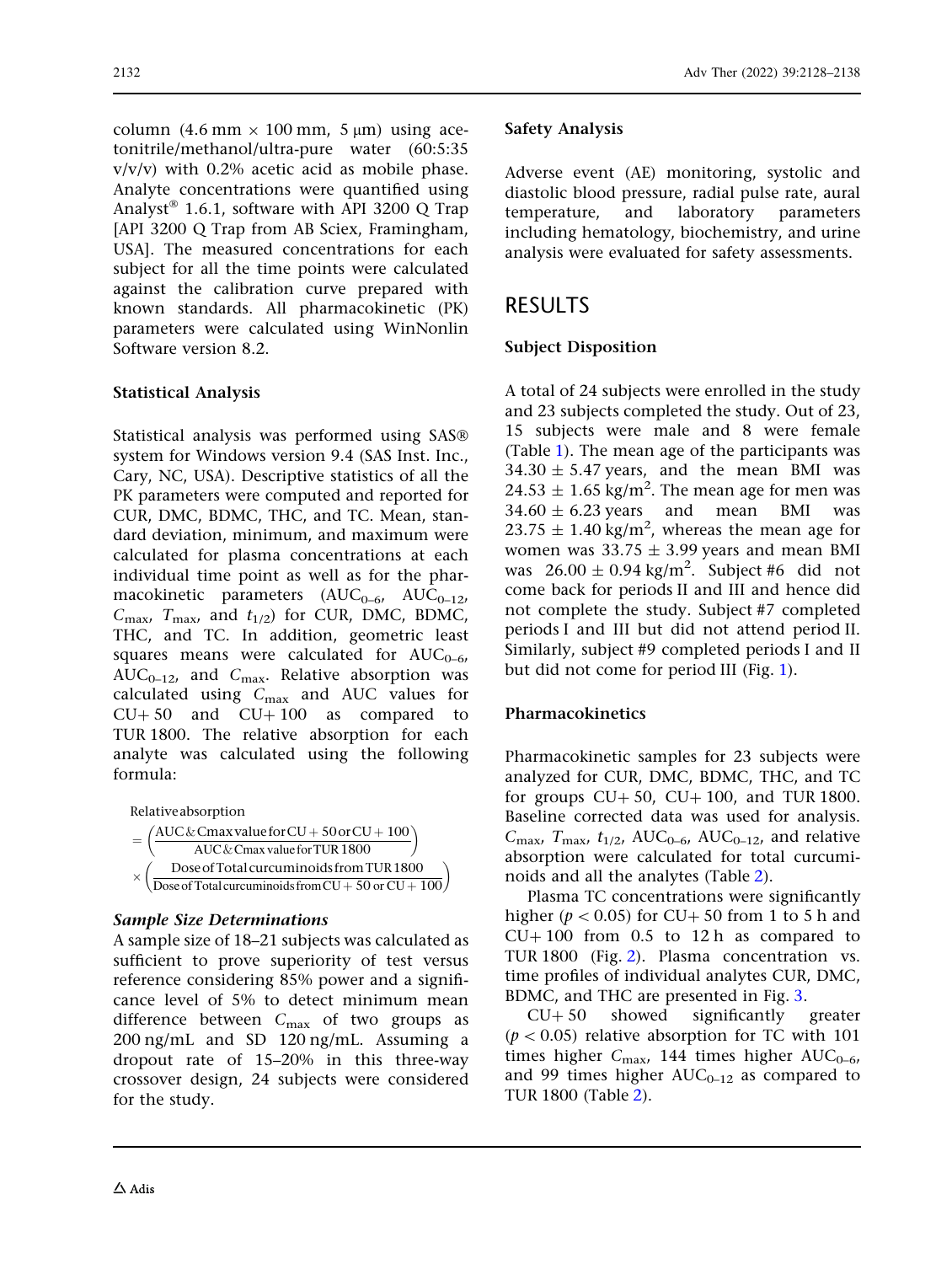column (4.6 mm × 100 mm, 5 μm) using acetonitrile/methanol/ultra-pure water (60:5:35 v/v/v) with 0.2% acetic acid as mobile phase. Analyte concentrations were quantified using Analyst® 1.6.1, software with API 3200 Q Trap [API 3200 Q Trap from AB Sciex, Framingham, USA]. The measured concentrations for each subject for all the time points were calculated against the calibration curve prepared with known standards. All pharmacokinetic (PK) parameters were calculated using WinNonlin Software version 8.2.

### Statistical Analysis

Statistical analysis was performed using SAS® system for Windows version 9.4 (SAS Inst. Inc., Cary, NC, USA). Descriptive statistics of all the PK parameters were computed and reported for CUR, DMC, BDMC, THC, and TC. Mean, standard deviation, minimum, and maximum were calculated for plasma concentrations at each individual time point as well as for the pharmacokinetic parameters ($AUC_{0-6}$, $AUC_{0-12}$, $C_{max}$, $T_{max}$, and $t_{1/2}$) for CUR, DMC, BDMC, THC, and TC. In addition, geometric least squares means were calculated for $AUC_{0-6}$, $AUC_{0-12}$, and $C_{max}$. Relative absorption was calculated using $C_{max}$ and AUC values for CU+ 50 and CU+ 100 as compared to TUR 1800. The relative absorption for each analyte was calculated using the following formula:

$$\text{Relative absorption} = \left(\frac{\text{AUC \& Cmax value for CU+50 or CU+100}}{\text{AUC \& Cmax value for TUR 1800}}\right) \times \left(\frac{\text{Dose of Total curcuminoids from TUR 1800}}{\text{Dose of Total curcuminoids from CU+50 or CU+100}}\right)$$

#### *Sample Size Determinations*

A sample size of 18–21 subjects was calculated as sufficient to prove superiority of test versus reference considering 85% power and a significance level of 5% to detect minimum mean difference between $C_{max}$ of two groups as 200 ng/mL and SD 120 ng/mL. Assuming a dropout rate of 15–20% in this three-way crossover design, 24 subjects were considered for the study.

### Safety Analysis

Adverse event (AE) monitoring, systolic and diastolic blood pressure, radial pulse rate, aural temperature, and laboratory parameters including hematology, biochemistry, and urine analysis were evaluated for safety assessments.

## RESULTS

### Subject Disposition

A total of 24 subjects were enrolled in the study and 23 subjects completed the study. Out of 23, 15 subjects were male and 8 were female (Table 1). The mean age of the participants was 34.30 ± 5.47 years, and the mean BMI was 24.53 ± 1.65 kg/m$^2$. The mean age for men was 34.60 ± 6.23 years and mean BMI was 23.75 ± 1.40 kg/m$^2$, whereas the mean age for women was 33.75 ± 3.99 years and mean BMI was 26.00 ± 0.94 kg/m$^2$. Subject #6 did not come back for periods II and III and hence did not complete the study. Subject #7 completed periods I and III but did not attend period II. Similarly, subject #9 completed periods I and II but did not come for period III (Fig. 1).

### Pharmacokinetics

Pharmacokinetic samples for 23 subjects were analyzed for CUR, DMC, BDMC, THC, and TC for groups CU+ 50, CU+ 100, and TUR 1800. Baseline corrected data was used for analysis. $C_{max}$, $T_{max}$, $t_{1/2}$, $AUC_{0-6}$, $AUC_{0-12}$, and relative absorption were calculated for total curcuminoids and all the analytes (Table 2).

Plasma TC concentrations were significantly higher ($p < 0.05$) for CU+ 50 from 1 to 5 h and CU+ 100 from 0.5 to 12 h as compared to TUR 1800 (Fig. 2). Plasma concentration vs. time profiles of individual analytes CUR, DMC, BDMC, and THC are presented in Fig. 3.

CU+ 50 showed significantly greater ($p < 0.05$) relative absorption for TC with 101 times higher $C_{max}$, 144 times higher $AUC_{0-6}$, and 99 times higher $AUC_{0-12}$ as compared to TUR 1800 (Table 2).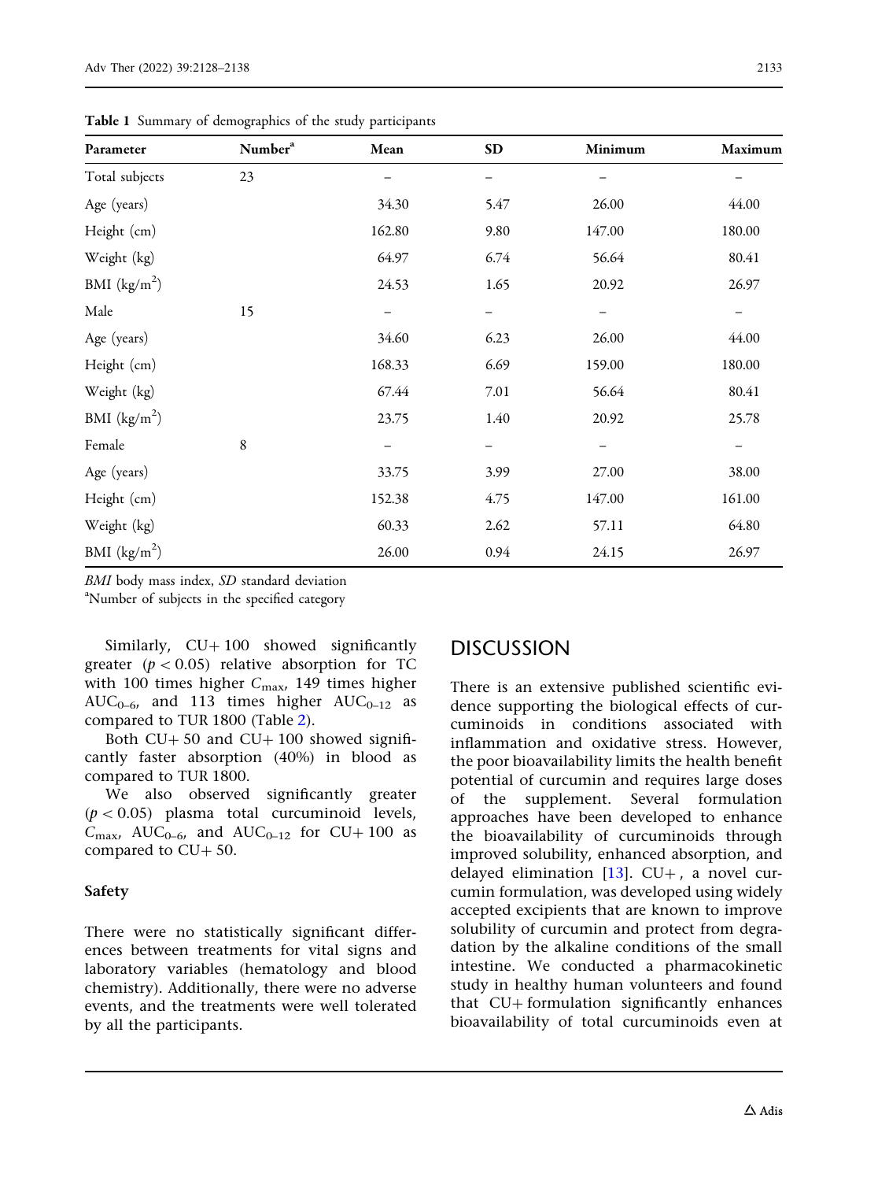**Table 1** Summary of demographics of the study participants

| Parameter | Number[a] | Mean | SD | Minimum | Maximum |
|---|---|---|---|---|---|
| Total subjects | 23 | – | – | – | – |
| Age (years) | | 34.30 | 5.47 | 26.00 | 44.00 |
| Height (cm) | | 162.80 | 9.80 | 147.00 | 180.00 |
| Weight (kg) | | 64.97 | 6.74 | 56.64 | 80.41 |
| BMI (kg/m$^2$) | | 24.53 | 1.65 | 20.92 | 26.97 |
| Male | 15 | – | – | – | – |
| Age (years) | | 34.60 | 6.23 | 26.00 | 44.00 |
| Height (cm) | | 168.33 | 6.69 | 159.00 | 180.00 |
| Weight (kg) | | 67.44 | 7.01 | 56.64 | 80.41 |
| BMI (kg/m$^2$) | | 23.75 | 1.40 | 20.92 | 25.78 |
| Female | 8 | – | – | – | – |
| Age (years) | | 33.75 | 3.99 | 27.00 | 38.00 |
| Height (cm) | | 152.38 | 4.75 | 147.00 | 161.00 |
| Weight (kg) | | 60.33 | 2.62 | 57.11 | 64.80 |
| BMI (kg/m$^2$) | | 26.00 | 0.94 | 24.15 | 26.97 |

*BMI* body mass index, *SD* standard deviation

[a]Number of subjects in the specified category

Similarly, CU+ 100 showed significantly greater ($p < 0.05$) relative absorption for TC with 100 times higher $C_{max}$, 149 times higher $AUC_{0–6}$, and 113 times higher $AUC_{0–12}$ as compared to TUR 1800 (Table 2).

Both CU+ 50 and CU+ 100 showed significantly faster absorption (40%) in blood as compared to TUR 1800.

We also observed significantly greater ($p < 0.05$) plasma total curcuminoid levels, $C_{max}$, $AUC_{0–6}$, and $AUC_{0–12}$ for CU+ 100 as compared to CU+ 50.

### Safety

There were no statistically significant differences between treatments for vital signs and laboratory variables (hematology and blood chemistry). Additionally, there were no adverse events, and the treatments were well tolerated by all the participants.

## DISCUSSION

There is an extensive published scientific evidence supporting the biological effects of curcuminoids in conditions associated with inflammation and oxidative stress. However, the poor bioavailability limits the health benefit potential of curcumin and requires large doses of the supplement. Several formulation approaches have been developed to enhance the bioavailability of curcuminoids through improved solubility, enhanced absorption, and delayed elimination [13]. CU+, a novel curcumin formulation, was developed using widely accepted excipients that are known to improve solubility of curcumin and protect from degradation by the alkaline conditions of the small intestine. We conducted a pharmacokinetic study in healthy human volunteers and found that CU+ formulation significantly enhances bioavailability of total curcuminoids even at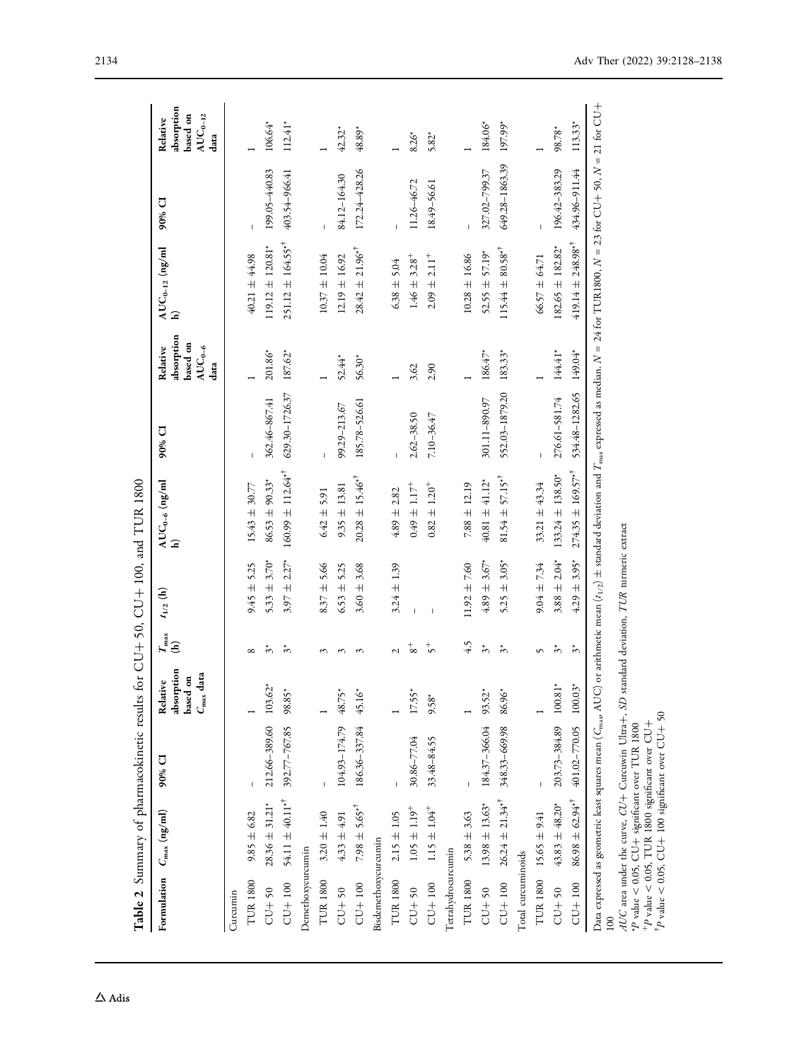**Table 2** Summary of pharmacokinetic results for CU+ 50, CU+ 100, and TUR 1800

| Formulation | $C_{max}$ (ng/ml) | 90% CI | Relative absorption based on $C_{max}$ data | $T_{max}$ (h) | $t_{1/2}$ (h) | $AUC_{0–6}$ (ng/ml h) | 90% CI | Relative absorption based on $AUC_{0–6}$ data | $AUC_{0–12}$ (ng/ml h) | 90% CI | Relative absorption based on $AUC_{0–12}$ data |
|---|---|---|---|---|---|---|---|---|---|---|---|
| Curcumin | | | | | | | | | | | |
| TUR 1800 | 9.85 ± 6.82 | – | 1 | 8 | 9.45 ± 5.25 | 15.43 ± 30.77 | – | 1 | 40.21 ± 44.98 | – | 1 |
| CU+ 50 | 28.36 ± 31.21* | 212.66–389.60 | 103.62* | 3* | 5.33 ± 3.70* | 86.53 ± 90.33* | 362.46–867.41 | 201.86* | 119.12 ± 120.81* | 199.05–440.83 | 106.64* |
| CU+ 100 | 54.11 ± 40.11*† | 392.77–767.85 | 98.85* | 3* | 3.97 ± 2.27* | 160.99 ± 112.64*† | 629.30–1726.37 | 187.62* | 251.12 ± 164.55*† | 403.54–966.41 | 112.41* |
| Demethoxycurcumin | | | | | | | | | | | |
| TUR 1800 | 3.20 ± 1.40 | – | 1 | 3 | 8.37 ± 5.66 | 6.42 ± 5.91 | – | 1 | 10.37 ± 10.04 | – | 1 |
| CU+ 50 | 4.33 ± 4.91 | 104.93–174.79 | 48.75* | 3 | 6.53 ± 5.25 | 9.35 ± 13.81 | 99.29–213.67 | 52.44* | 12.19 ± 16.92 | 84.12–164.30 | 42.32* |
| CU+ 100 | 7.98 ± 5.65*† | 186.36–337.84 | 45.16* | 3 | 3.60 ± 3.68 | 20.28 ± 15.46*† | 185.78–526.61 | 56.30* | 28.42 ± 21.96*† | 172.24–428.26 | 48.89* |
| Bisdemethoxycurcumin | | | | | | | | | | | |
| TUR 1800 | 2.15 ± 1.05 | – | 1 | 2 | 3.24 ± 1.39 | 4.89 ± 2.82 | – | 1 | 6.38 ± 5.04 | – | 1 |
| CU+ 50 | 1.05 ± 1.19+ | 30.86–77.04 | 17.55* | 8+ | – | 0.49 ± 1.17+ | 2.62–38.50 | 3.62 | 1.46 ± 3.28+ | 11.26–46.72 | 8.26* |
| CU+ 100 | 1.15 ± 1.04+ | 33.48–84.55 | 9.58* | 5+ | – | 0.82 ± 1.20+ | 7.10–36.47 | 2.90 | 2.09 ± 2.11+ | 18.49–56.61 | 5.82* |
| Tetrahydrocurcumin | | | | | | | | | | | |
| TUR 1800 | 5.38 ± 3.63 | – | 1 | 4.5 | 11.92 ± 7.60 | 7.88 ± 12.19 | – | 1 | 10.28 ± 16.86 | – | 1 |
| CU+ 50 | 13.98 ± 13.63* | 184.37–366.04 | 93.52* | 3* | 4.89 ± 3.67* | 40.81 ± 41.12* | 301.11–890.97 | 186.47* | 52.55 ± 57.19* | 327.02–799.37 | 184.06* |
| CU+ 100 | 26.24 ± 21.34*† | 348.33–669.98 | 86.96* | 3* | 5.25 ± 3.05* | 81.54 ± 57.15*† | 552.03–1879.20 | 183.33* | 115.44 ± 80.58*† | 649.28–1863.39 | 197.99* |
| Total curcuminoids | | | | | | | | | | | |
| TUR 1800 | 15.65 ± 9.41 | – | 1 | 5 | 9.04 ± 7.34 | 33.21 ± 43.34 | – | 1 | 66.57 ± 64.71 | – | 1 |
| CU+ 50 | 43.83 ± 48.20* | 203.73–384.89 | 100.81* | 3* | 3.88 ± 2.04* | 133.24 ± 138.50* | 276.61–581.74 | 144.41* | 182.65 ± 182.82* | 196.42–383.29 | 98.78* |
| CU+ 100 | 86.98 ± 62.94*† | 401.02–770.05 | 100.03* | 3* | 4.29 ± 3.95* | 274.35 ± 169.57*† | 534.48–1282.65 | 149.04* | 419.14 ± 248.98*† | 434.96–911.44 | 113.33* |

Data expressed as geometric least squares mean ($C_{max}$, AUC) or arithmetic mean ($t_{1/2}$) ± standard deviation and $T_{max}$ expressed as median. $N$ = 24 for TUR1800, $N$ = 23 for CU+ 50, $N$ = 21 for CU+ 100

*AUC* area under the curve, *CU+* Curcuwin Ultra+, *SD* standard deviation, *TUR* turmeric extract

*$P$ value < 0.05, CU+ significant over TUR 1800

+$P$ value < 0.05, TUR 1800 significant over CU+

†$P$ value < 0.05, CU+ 100 significant over CU+ 50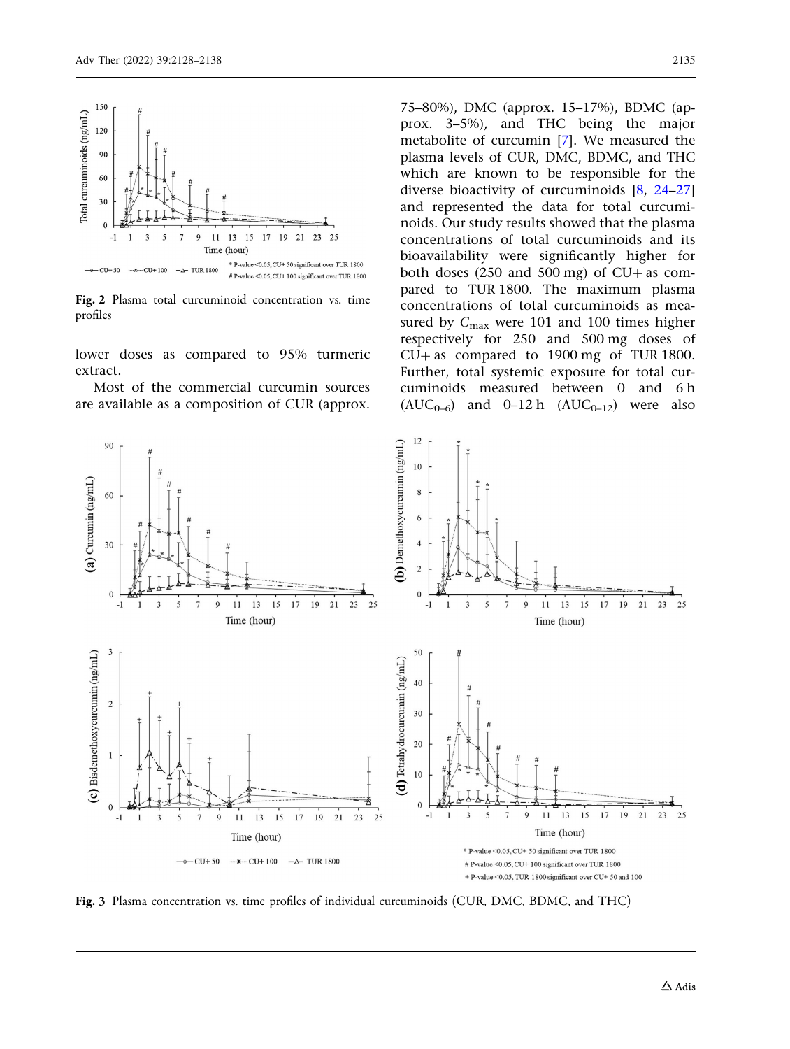Fig. 2 Plasma total curcuminoid concentration vs. time profiles

lower doses as compared to 95% turmeric extract.

Most of the commercial curcumin sources are available as a composition of CUR (approx. 75–80%), DMC (approx. 15–17%), BDMC (approx. 3–5%), and THC being the major metabolite of curcumin [7]. We measured the plasma levels of CUR, DMC, BDMC, and THC which are known to be responsible for the diverse bioactivity of curcuminoids [8, 24–27] and represented the data for total curcuminoids. Our study results showed that the plasma concentrations of total curcuminoids and its bioavailability were significantly higher for both doses (250 and 500 mg) of CU+ as compared to TUR 1800. The maximum plasma concentrations of total curcuminoids as measured by $C_{max}$ were 101 and 100 times higher respectively for 250 and 500 mg doses of CU+ as compared to 1900 mg of TUR 1800. Further, total systemic exposure for total curcuminoids measured between 0 and 6 h ($AUC_{0-6}$) and 0–12 h ($AUC_{0-12}$) were also

Fig. 3 Plasma concentration vs. time profiles of individual curcuminoids (CUR, DMC, BDMC, and THC)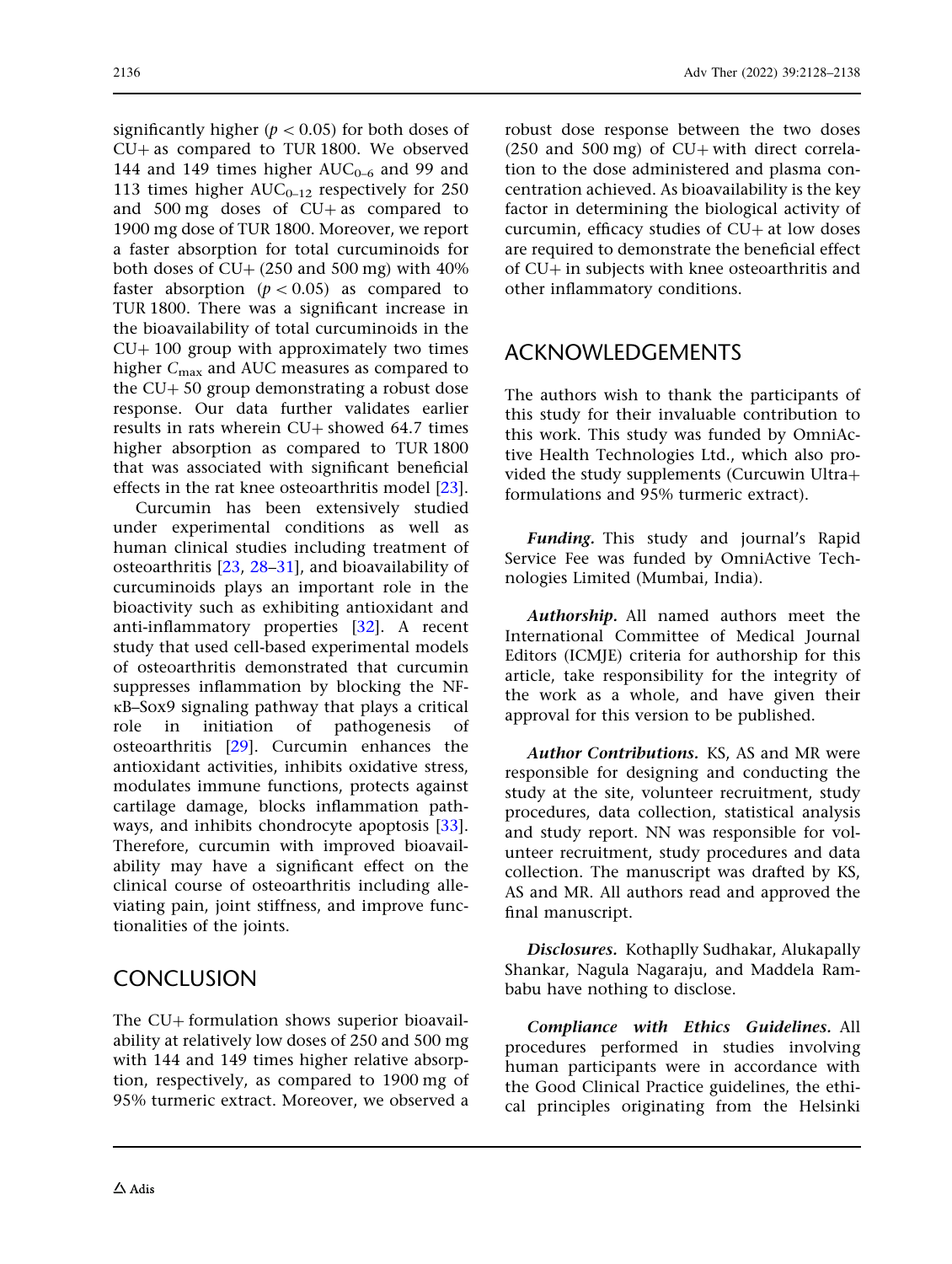significantly higher ($p < 0.05$) for both doses of CU+ as compared to TUR 1800. We observed 144 and 149 times higher $AUC_{0–6}$ and 99 and 113 times higher $AUC_{0–12}$ respectively for 250 and 500 mg doses of CU+ as compared to 1900 mg dose of TUR 1800. Moreover, we report a faster absorption for total curcuminoids for both doses of CU+ (250 and 500 mg) with 40% faster absorption ($p < 0.05$) as compared to TUR 1800. There was a significant increase in the bioavailability of total curcuminoids in the CU+ 100 group with approximately two times higher $C_{max}$ and AUC measures as compared to the CU+ 50 group demonstrating a robust dose response. Our data further validates earlier results in rats wherein CU+ showed 64.7 times higher absorption as compared to TUR 1800 that was associated with significant beneficial effects in the rat knee osteoarthritis model [23].

Curcumin has been extensively studied under experimental conditions as well as human clinical studies including treatment of osteoarthritis [23, 28–31], and bioavailability of curcuminoids plays an important role in the bioactivity such as exhibiting antioxidant and anti-inflammatory properties [32]. A recent study that used cell-based experimental models of osteoarthritis demonstrated that curcumin suppresses inflammation by blocking the NF-κB–Sox9 signaling pathway that plays a critical role in initiation of pathogenesis of osteoarthritis [29]. Curcumin enhances the antioxidant activities, inhibits oxidative stress, modulates immune functions, protects against cartilage damage, blocks inflammation pathways, and inhibits chondrocyte apoptosis [33]. Therefore, curcumin with improved bioavailability may have a significant effect on the clinical course of osteoarthritis including alleviating pain, joint stiffness, and improve functionalities of the joints.

## CONCLUSION

The CU+ formulation shows superior bioavailability at relatively low doses of 250 and 500 mg with 144 and 149 times higher relative absorption, respectively, as compared to 1900 mg of 95% turmeric extract. Moreover, we observed a robust dose response between the two doses (250 and 500 mg) of CU+ with direct correlation to the dose administered and plasma concentration achieved. As bioavailability is the key factor in determining the biological activity of curcumin, efficacy studies of CU+ at low doses are required to demonstrate the beneficial effect of CU+ in subjects with knee osteoarthritis and other inflammatory conditions.

## ACKNOWLEDGEMENTS

The authors wish to thank the participants of this study for their invaluable contribution to this work. This study was funded by OmniActive Health Technologies Ltd., which also provided the study supplements (Curcuwin Ultra+ formulations and 95% turmeric extract).

***Funding.*** This study and journal's Rapid Service Fee was funded by OmniActive Technologies Limited (Mumbai, India).

***Authorship.*** All named authors meet the International Committee of Medical Journal Editors (ICMJE) criteria for authorship for this article, take responsibility for the integrity of the work as a whole, and have given their approval for this version to be published.

***Author Contributions.*** KS, AS and MR were responsible for designing and conducting the study at the site, volunteer recruitment, study procedures, data collection, statistical analysis and study report. NN was responsible for volunteer recruitment, study procedures and data collection. The manuscript was drafted by KS, AS and MR. All authors read and approved the final manuscript.

***Disclosures.*** Kothaplly Sudhakar, Alukapally Shankar, Nagula Nagaraju, and Maddela Rambabu have nothing to disclose.

***Compliance with Ethics Guidelines.*** All procedures performed in studies involving human participants were in accordance with the Good Clinical Practice guidelines, the ethical principles originating from the Helsinki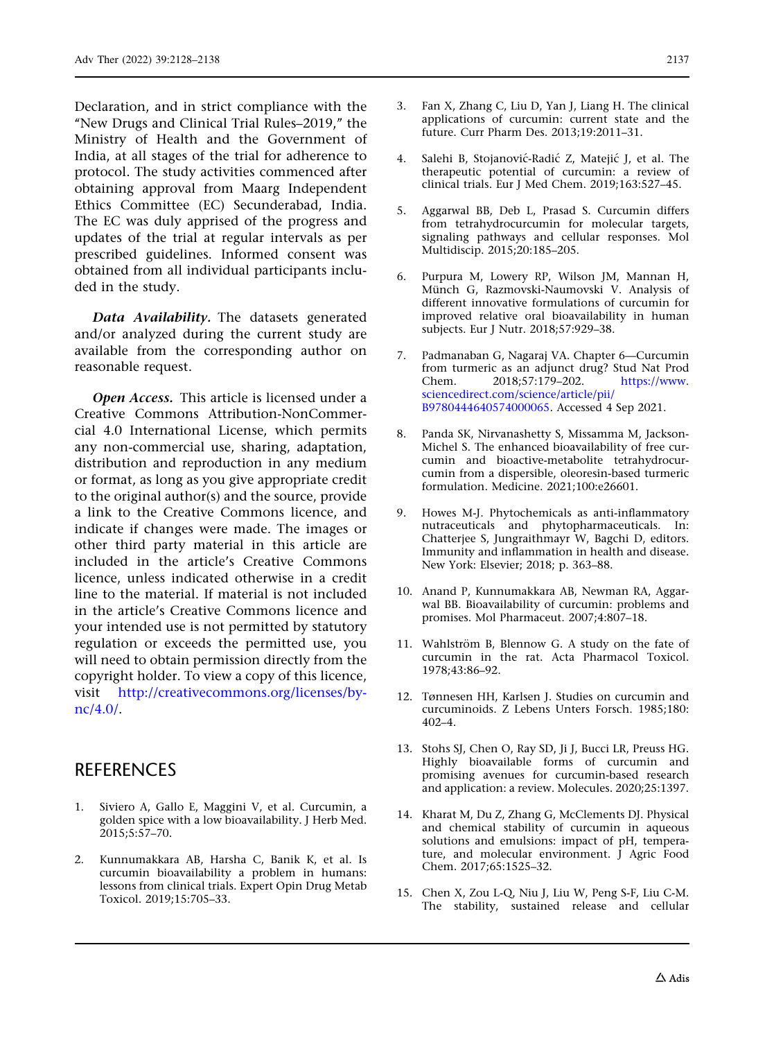Declaration, and in strict compliance with the "New Drugs and Clinical Trial Rules–2019," the Ministry of Health and the Government of India, at all stages of the trial for adherence to protocol. The study activities commenced after obtaining approval from Maarg Independent Ethics Committee (EC) Secunderabad, India. The EC was duly apprised of the progress and updates of the trial at regular intervals as per prescribed guidelines. Informed consent was obtained from all individual participants included in the study.

***Data Availability.*** The datasets generated and/or analyzed during the current study are available from the corresponding author on reasonable request.

***Open Access.*** This article is licensed under a Creative Commons Attribution-NonCommercial 4.0 International License, which permits any non-commercial use, sharing, adaptation, distribution and reproduction in any medium or format, as long as you give appropriate credit to the original author(s) and the source, provide a link to the Creative Commons licence, and indicate if changes were made. The images or other third party material in this article are included in the article's Creative Commons licence, unless indicated otherwise in a credit line to the material. If material is not included in the article's Creative Commons licence and your intended use is not permitted by statutory regulation or exceeds the permitted use, you will need to obtain permission directly from the copyright holder. To view a copy of this licence, visit http://creativecommons.org/licenses/by-nc/4.0/.

## REFERENCES

1. Siviero A, Gallo E, Maggini V, et al. Curcumin, a golden spice with a low bioavailability. J Herb Med. 2015;5:57–70.
2. Kunnumakkara AB, Harsha C, Banik K, et al. Is curcumin bioavailability a problem in humans: lessons from clinical trials. Expert Opin Drug Metab Toxicol. 2019;15:705–33.
3. Fan X, Zhang C, Liu D, Yan J, Liang H. The clinical applications of curcumin: current state and the future. Curr Pharm Des. 2013;19:2011–31.
4. Salehi B, Stojanović-Radić Z, Matejić J, et al. The therapeutic potential of curcumin: a review of clinical trials. Eur J Med Chem. 2019;163:527–45.
5. Aggarwal BB, Deb L, Prasad S. Curcumin differs from tetrahydrocurcumin for molecular targets, signaling pathways and cellular responses. Mol Multidiscip. 2015;20:185–205.
6. Purpura M, Lowery RP, Wilson JM, Mannan H, Münch G, Razmovski-Naumovski V. Analysis of different innovative formulations of curcumin for improved relative oral bioavailability in human subjects. Eur J Nutr. 2018;57:929–38.
7. Padmanaban G, Nagaraj VA. Chapter 6—Curcumin from turmeric as an adjunct drug? Stud Nat Prod Chem. 2018;57:179–202. https://www.sciencedirect.com/science/article/pii/B9780444640574000065. Accessed 4 Sep 2021.
8. Panda SK, Nirvanashetty S, Missamma M, Jackson-Michel S. The enhanced bioavailability of free curcumin and bioactive-metabolite tetrahydrocurcumin from a dispersible, oleoresin-based turmeric formulation. Medicine. 2021;100:e26601.
9. Howes M-J. Phytochemicals as anti-inflammatory nutraceuticals and phytopharmaceuticals. In: Chatterjee S, Jungraithmayr W, Bagchi D, editors. Immunity and inflammation in health and disease. New York: Elsevier; 2018; p. 363–88.
10. Anand P, Kunnumakkara AB, Newman RA, Aggarwal BB. Bioavailability of curcumin: problems and promises. Mol Pharmaceut. 2007;4:807–18.
11. Wahlström B, Blennow G. A study on the fate of curcumin in the rat. Acta Pharmacol Toxicol. 1978;43:86–92.
12. Tønnesen HH, Karlsen J. Studies on curcumin and curcuminoids. Z Lebens Unters Forsch. 1985;180: 402–4.
13. Stohs SJ, Chen O, Ray SD, Ji J, Bucci LR, Preuss HG. Highly bioavailable forms of curcumin and promising avenues for curcumin-based research and application: a review. Molecules. 2020;25:1397.
14. Kharat M, Du Z, Zhang G, McClements DJ. Physical and chemical stability of curcumin in aqueous solutions and emulsions: impact of pH, temperature, and molecular environment. J Agric Food Chem. 2017;65:1525–32.
15. Chen X, Zou L-Q, Niu J, Liu W, Peng S-F, Liu C-M. The stability, sustained release and cellular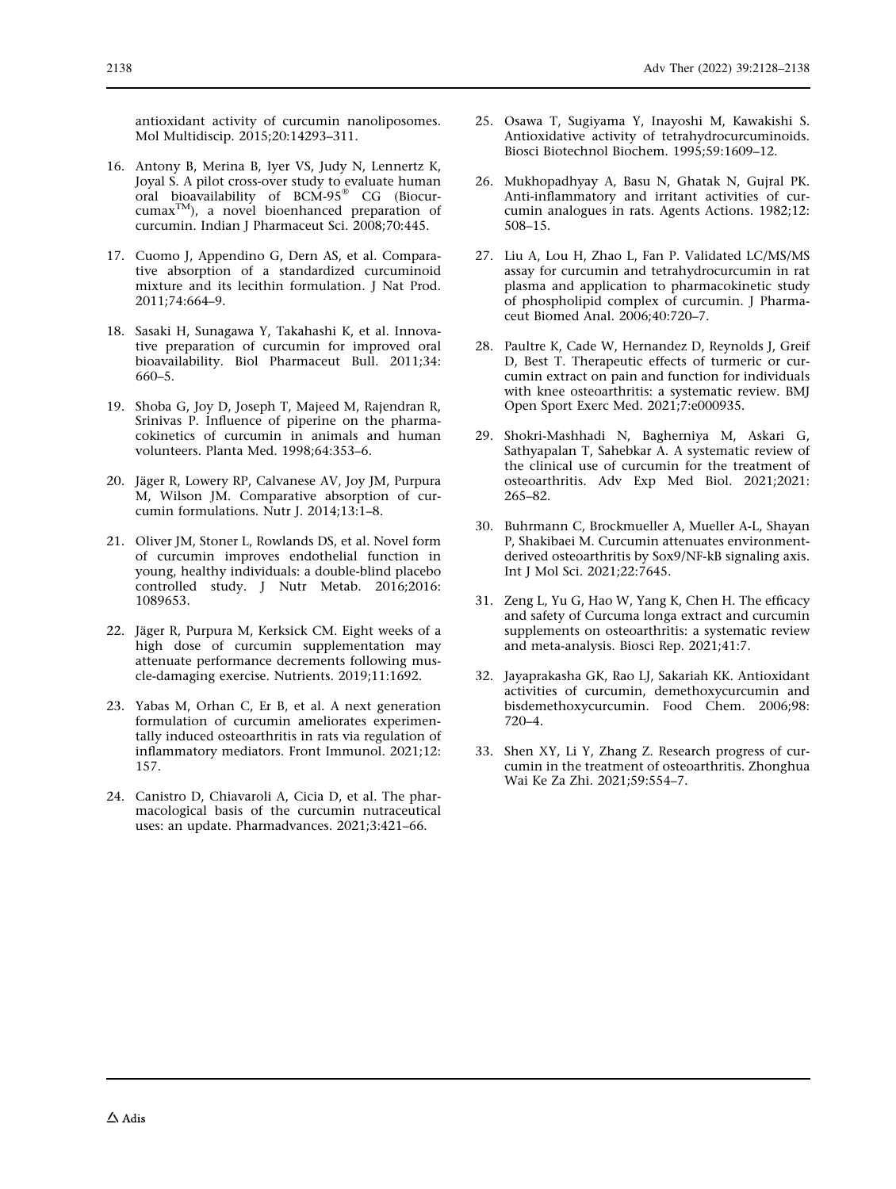antioxidant activity of curcumin nanoliposomes. Mol Multidiscip. 2015;20:14293–311.

16. Antony B, Merina B, Iyer VS, Judy N, Lennertz K, Joyal S. A pilot cross-over study to evaluate human oral bioavailability of BCM-95® CG (Biocurcumax™), a novel bioenhanced preparation of curcumin. Indian J Pharmaceut Sci. 2008;70:445.

17. Cuomo J, Appendino G, Dern AS, et al. Comparative absorption of a standardized curcuminoid mixture and its lecithin formulation. J Nat Prod. 2011;74:664–9.

18. Sasaki H, Sunagawa Y, Takahashi K, et al. Innovative preparation of curcumin for improved oral bioavailability. Biol Pharmaceut Bull. 2011;34:660–5.

19. Shoba G, Joy D, Joseph T, Majeed M, Rajendran R, Srinivas P. Influence of piperine on the pharmacokinetics of curcumin in animals and human volunteers. Planta Med. 1998;64:353–6.

20. Jäger R, Lowery RP, Calvanese AV, Joy JM, Purpura M, Wilson JM. Comparative absorption of curcumin formulations. Nutr J. 2014;13:1–8.

21. Oliver JM, Stoner L, Rowlands DS, et al. Novel form of curcumin improves endothelial function in young, healthy individuals: a double-blind placebo controlled study. J Nutr Metab. 2016;2016:1089653.

22. Jäger R, Purpura M, Kerksick CM. Eight weeks of a high dose of curcumin supplementation may attenuate performance decrements following muscle-damaging exercise. Nutrients. 2019;11:1692.

23. Yabas M, Orhan C, Er B, et al. A next generation formulation of curcumin ameliorates experimentally induced osteoarthritis in rats via regulation of inflammatory mediators. Front Immunol. 2021;12:157.

24. Canistro D, Chiavaroli A, Cicia D, et al. The pharmacological basis of the curcumin nutraceutical uses: an update. Pharmadvances. 2021;3:421–66.

25. Osawa T, Sugiyama Y, Inayoshi M, Kawakishi S. Antioxidative activity of tetrahydrocurcuminoids. Biosci Biotechnol Biochem. 1995;59:1609–12.

26. Mukhopadhyay A, Basu N, Ghatak N, Gujral PK. Anti-inflammatory and irritant activities of curcumin analogues in rats. Agents Actions. 1982;12:508–15.

27. Liu A, Lou H, Zhao L, Fan P. Validated LC/MS/MS assay for curcumin and tetrahydrocurcumin in rat plasma and application to pharmacokinetic study of phospholipid complex of curcumin. J Pharmaceut Biomed Anal. 2006;40:720–7.

28. Paultre K, Cade W, Hernandez D, Reynolds J, Greif D, Best T. Therapeutic effects of turmeric or curcumin extract on pain and function for individuals with knee osteoarthritis: a systematic review. BMJ Open Sport Exerc Med. 2021;7:e000935.

29. Shokri-Mashhadi N, Bagherniya M, Askari G, Sathyapalan T, Sahebkar A. A systematic review of the clinical use of curcumin for the treatment of osteoarthritis. Adv Exp Med Biol. 2021;2021:265–82.

30. Buhrmann C, Brockmueller A, Mueller A-L, Shayan P, Shakibaei M. Curcumin attenuates environment-derived osteoarthritis by Sox9/NF-kB signaling axis. Int J Mol Sci. 2021;22:7645.

31. Zeng L, Yu G, Hao W, Yang K, Chen H. The efficacy and safety of Curcuma longa extract and curcumin supplements on osteoarthritis: a systematic review and meta-analysis. Biosci Rep. 2021;41:7.

32. Jayaprakasha GK, Rao LJ, Sakariah KK. Antioxidant activities of curcumin, demethoxycurcumin and bisdemethoxycurcumin. Food Chem. 2006;98:720–4.

33. Shen XY, Li Y, Zhang Z. Research progress of curcumin in the treatment of osteoarthritis. Zhonghua Wai Ke Za Zhi. 2021;59:554–7.